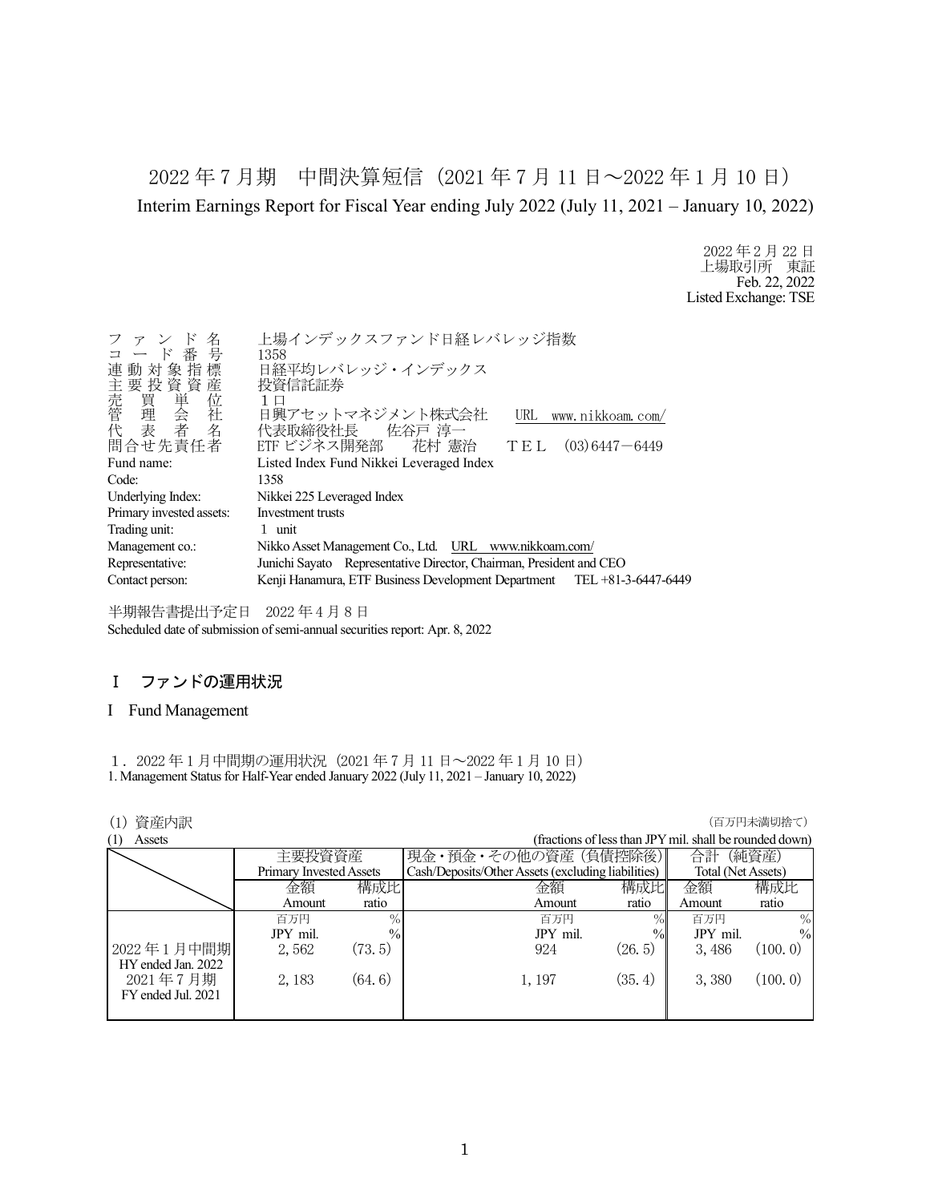# 2022 年 7 月期　中間決算短信（2021 年 7 月 11 日～2022 年 1 月 10 日）

## Interim Earnings Report for Fiscal Year ending July 2022 (July 11, 2021 – January 10, 2022)

2022 年 2 月 22 日
上場取引所　東証
Feb. 22, 2022
Listed Exchange: TSE

| | |
|---|---|
| ファンド名 | 上場インデックスファンド日経レバレッジ指数 |
| コード番号 | 1358 |
| 連動対象指標 | 日経平均レバレッジ・インデックス |
| 主要投資資産 | 投資信託証券 |
| 売買単位 | 1 口 |
| 管理会社 | 日興アセットマネジメント株式会社　　URL　www.nikkoam.com/ |
| 代表者名 | 代表取締役社長　　佐谷戸 淳一 |
| 問合せ先責任者 | ETF ビジネス開発部　　花村 憲治　　ＴＥＬ　(03)6447－6449 |
| Fund name: | Listed Index Fund Nikkei Leveraged Index |
| Code: | 1358 |
| Underlying Index: | Nikkei 225 Leveraged Index |
| Primary invested assets: | Investment trusts |
| Trading unit: | 1 unit |
| Management co.: | Nikko Asset Management Co., Ltd.　URL　www.nikkoam.com/ |
| Representative: | Junichi Sayato　Representative Director, Chairman, President and CEO |
| Contact person: | Kenji Hanamura, ETF Business Development Department　　TEL +81-3-6447-6449 |

半期報告書提出予定日　2022 年 4 月 8 日
Scheduled date of submission of semi-annual securities report: Apr. 8, 2022

## Ⅰ　ファンドの運用状況

## I　Fund Management

１．2022 年 1 月中間期の運用状況（2021 年 7 月 11 日～2022 年 1 月 10 日）
1. Management Status for Half-Year ended January 2022 (July 11, 2021 – January 10, 2022)

(1) 資産内訳　　　　　　　　　　　　　　　　　　　　　　　　　　　　　　（百万円未満切捨て）
(1) Assets　　　　　　　　　　　　　　　　　(fractions of less than JPY mil. shall be rounded down)

| | 主要投資資産 Primary Invested Assets | | 現金・預金・その他の資産（負債控除後） Cash/Deposits/Other Assets (excluding liabilities) | | 合計（純資産） Total (Net Assets) | |
|---|---|---|---|---|---|---|
| | 金額 Amount | 構成比 ratio | 金額 Amount | 構成比 ratio | 金額 Amount | 構成比 ratio |
| | 百万円 JPY mil. | % % | 百万円 JPY mil. | % % | 百万円 JPY mil. | % % |
| 2022 年 1 月中間期 HY ended Jan. 2022 | 2,562 | (73.5) | 924 | (26.5) | 3,486 | (100.0) |
| 2021 年 7 月期 FY ended Jul. 2021 | 2,183 | (64.6) | 1,197 | (35.4) | 3,380 | (100.0) |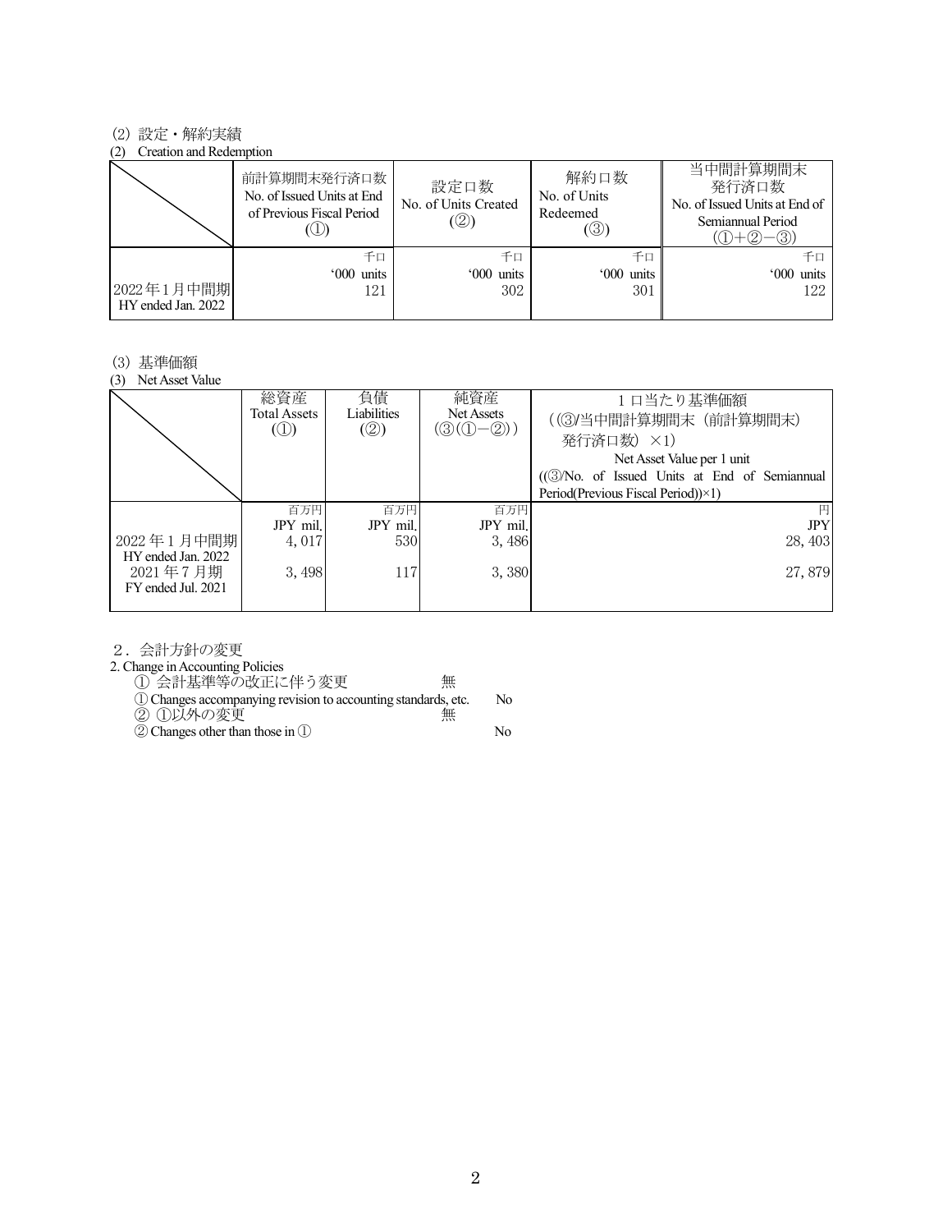(2) 設定・解約実績

(2) Creation and Redemption

| | 前計算期間末発行済口数<br>No. of Issued Units at End of Previous Fiscal Period<br>(①) | 設定口数<br>No. of Units Created<br>(②) | 解約口数<br>No. of Units Redeemed<br>(③) | 当中間計算期間末<br>発行済口数<br>No. of Issued Units at End of Semiannual Period<br>(①+②−③) |
|---|---|---|---|---|
| | 千口<br>'000 units | 千口<br>'000 units | 千口<br>'000 units | 千口<br>'000 units |
| 2022年1月中間期<br>HY ended Jan. 2022 | 121 | 302 | 301 | 122 |

(3) 基準価額

(3) Net Asset Value

| | 総資産<br>Total Assets<br>(①) | 負債<br>Liabilities<br>(②) | 純資産<br>Net Assets<br>(③(①−②)) | 1口当たり基準価額<br>((③/当中間計算期間末(前計算期間末)発行済口数)×1)<br>Net Asset Value per 1 unit<br>((③/No. of Issued Units at End of Semiannual Period(Previous Fiscal Period))×1) |
|---|---|---|---|---|
| | 百万円<br>JPY mil. | 百万円<br>JPY mil. | 百万円<br>JPY mil. | 円<br>JPY |
| 2022年1月中間期<br>HY ended Jan. 2022 | 4, 017 | 530 | 3, 486 | 28, 403 |
| 2021年7月期<br>FY ended Jul. 2021 | 3, 498 | 117 | 3, 380 | 27, 879 |

２．会計方針の変更

2. Change in Accounting Policies

① 会計基準等の改正に伴う変更　無

① Changes accompanying revision to accounting standards, etc.　No

② ①以外の変更　無

② Changes other than those in ①　No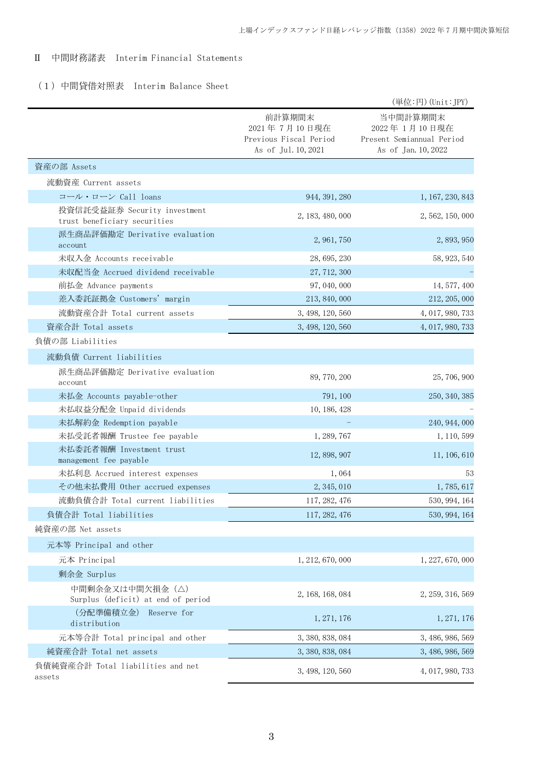## Ⅱ 中間財務諸表 Interim Financial Statements

### （1）中間貸借対照表 Interim Balance Sheet

（単位:円）(Unit:JPY)

| | 前計算期間末<br>2021 年 7 月 10 日現在<br>Previous Fiscal Period<br>As of Jul. 10, 2021 | 当中間計算期間末<br>2022 年 1 月 10 日現在<br>Present Semiannual Period<br>As of Jan. 10, 2022 |
|---|---|---|
| 資産の部 Assets | | |
| 流動資産 Current assets | | |
| コール・ローン Call loans | 944, 391, 280 | 1, 167, 230, 843 |
| 投資信託受益証券 Security investment trust beneficiary securities | 2, 183, 480, 000 | 2, 562, 150, 000 |
| 派生商品評価勘定 Derivative evaluation account | 2, 961, 750 | 2, 893, 950 |
| 未収入金 Accounts receivable | 28, 695, 230 | 58, 923, 540 |
| 未収配当金 Accrued dividend receivable | 27, 712, 300 | － |
| 前払金 Advance payments | 97, 040, 000 | 14, 577, 400 |
| 差入委託証拠金 Customers’ margin | 213, 840, 000 | 212, 205, 000 |
| 流動資産合計 Total current assets | 3, 498, 120, 560 | 4, 017, 980, 733 |
| 資産合計 Total assets | 3, 498, 120, 560 | 4, 017, 980, 733 |
| 負債の部 Liabilities | | |
| 流動負債 Current liabilities | | |
| 派生商品評価勘定 Derivative evaluation account | 89, 770, 200 | 25, 706, 900 |
| 未払金 Accounts payable-other | 791, 100 | 250, 340, 385 |
| 未払収益分配金 Unpaid dividends | 10, 186, 428 | － |
| 未払解約金 Redemption payable | － | 240, 944, 000 |
| 未払受託者報酬 Trustee fee payable | 1, 289, 767 | 1, 110, 599 |
| 未払委託者報酬 Investment trust management fee payable | 12, 898, 907 | 11, 106, 610 |
| 未払利息 Accrued interest expenses | 1, 064 | 53 |
| その他未払費用 Other accrued expenses | 2, 345, 010 | 1, 785, 617 |
| 流動負債合計 Total current liabilities | 117, 282, 476 | 530, 994, 164 |
| 負債合計 Total liabilities | 117, 282, 476 | 530, 994, 164 |
| 純資産の部 Net assets | | |
| 元本等 Principal and other | | |
| 元本 Principal | 1, 212, 670, 000 | 1, 227, 670, 000 |
| 剰余金 Surplus | | |
| 中間剰余金又は中間欠損金（△） Surplus (deficit) at end of period | 2, 168, 168, 084 | 2, 259, 316, 569 |
| （分配準備積立金） Reserve for distribution | 1, 271, 176 | 1, 271, 176 |
| 元本等合計 Total principal and other | 3, 380, 838, 084 | 3, 486, 986, 569 |
| 純資産合計 Total net assets | 3, 380, 838, 084 | 3, 486, 986, 569 |
| 負債純資産合計 Total liabilities and net assets | 3, 498, 120, 560 | 4, 017, 980, 733 |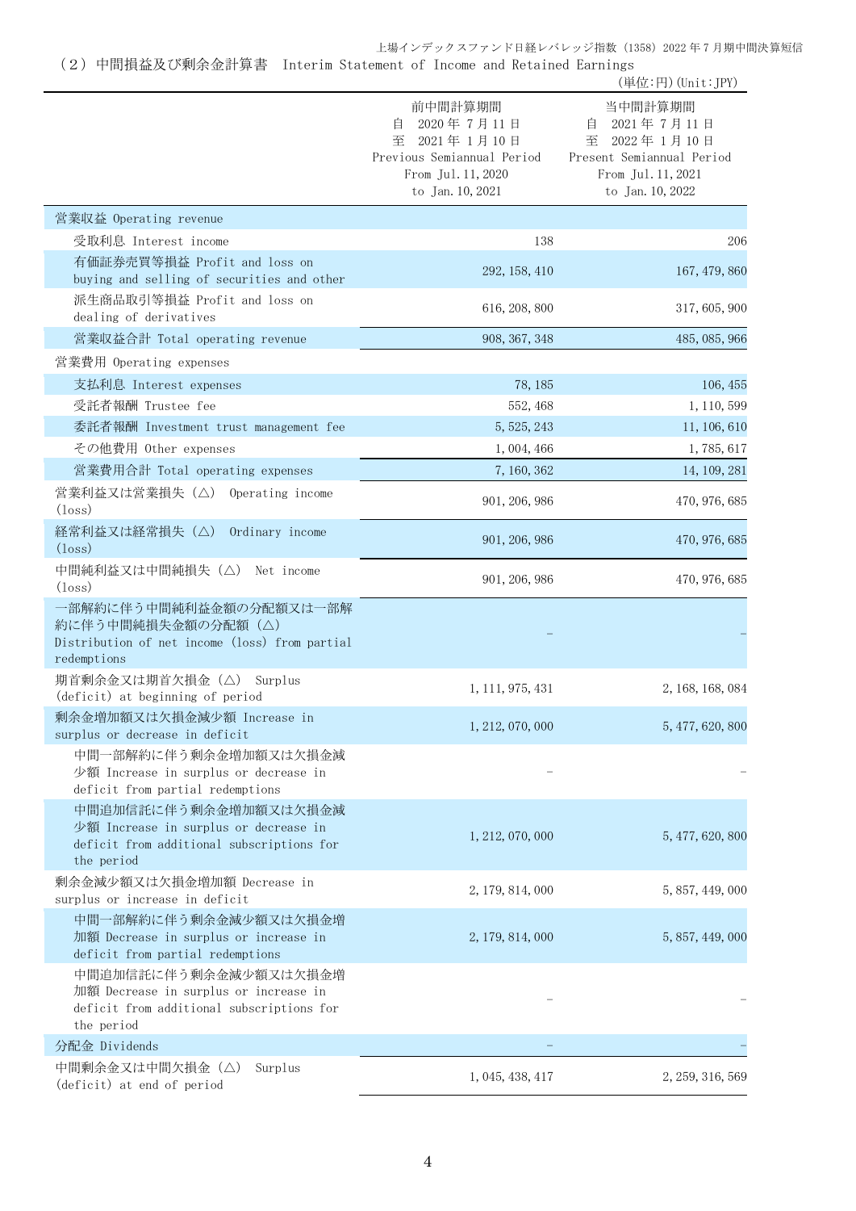（２）中間損益及び剰余金計算書　Interim Statement of Income and Retained Earnings

(単位:円)(Unit:JPY)

| | 前中間計算期間<br>自　2020年７月11日<br>至　2021年１月10日<br>Previous Semiannual Period<br>From Jul.11,2020<br>to Jan.10,2021 | 当中間計算期間<br>自　2021年７月11日<br>至　2022年１月10日<br>Present Semiannual Period<br>From Jul.11,2021<br>to Jan.10,2022 |
|---|---|---|
| 営業収益 Operating revenue | | |
| 受取利息 Interest income | 138 | 206 |
| 有価証券売買等損益 Profit and loss on buying and selling of securities and other | 292,158,410 | 167,479,860 |
| 派生商品取引等損益 Profit and loss on dealing of derivatives | 616,208,800 | 317,605,900 |
| 営業収益合計 Total operating revenue | 908,367,348 | 485,085,966 |
| 営業費用 Operating expenses | | |
| 支払利息 Interest expenses | 78,185 | 106,455 |
| 受託者報酬 Trustee fee | 552,468 | 1,110,599 |
| 委託者報酬 Investment trust management fee | 5,525,243 | 11,106,610 |
| その他費用 Other expenses | 1,004,466 | 1,785,617 |
| 営業費用合計 Total operating expenses | 7,160,362 | 14,109,281 |
| 営業利益又は営業損失（△） Operating income (loss) | 901,206,986 | 470,976,685 |
| 経常利益又は経常損失（△） Ordinary income (loss) | 901,206,986 | 470,976,685 |
| 中間純利益又は中間純損失（△） Net income (loss) | 901,206,986 | 470,976,685 |
| 一部解約に伴う中間純利益金額の分配額又は一部解約に伴う中間純損失金額の分配額（△） Distribution of net income (loss) from partial redemptions | － | － |
| 期首剰余金又は期首欠損金（△） Surplus (deficit) at beginning of period | 1,111,975,431 | 2,168,168,084 |
| 剰余金増加額又は欠損金減少額 Increase in surplus or decrease in deficit | 1,212,070,000 | 5,477,620,800 |
| 中間一部解約に伴う剰余金増加額又は欠損金減少額 Increase in surplus or decrease in deficit from partial redemptions | － | － |
| 中間追加信託に伴う剰余金増加額又は欠損金減少額 Increase in surplus or decrease in deficit from additional subscriptions for the period | 1,212,070,000 | 5,477,620,800 |
| 剰余金減少額又は欠損金増加額 Decrease in surplus or increase in deficit | 2,179,814,000 | 5,857,449,000 |
| 中間一部解約に伴う剰余金減少額又は欠損金増加額 Decrease in surplus or increase in deficit from partial redemptions | 2,179,814,000 | 5,857,449,000 |
| 中間追加信託に伴う剰余金減少額又は欠損金増加額 Decrease in surplus or increase in deficit from additional subscriptions for the period | － | － |
| 分配金 Dividends | － | － |
| 中間剰余金又は中間欠損金（△） Surplus (deficit) at end of period | 1,045,438,417 | 2,259,316,569 |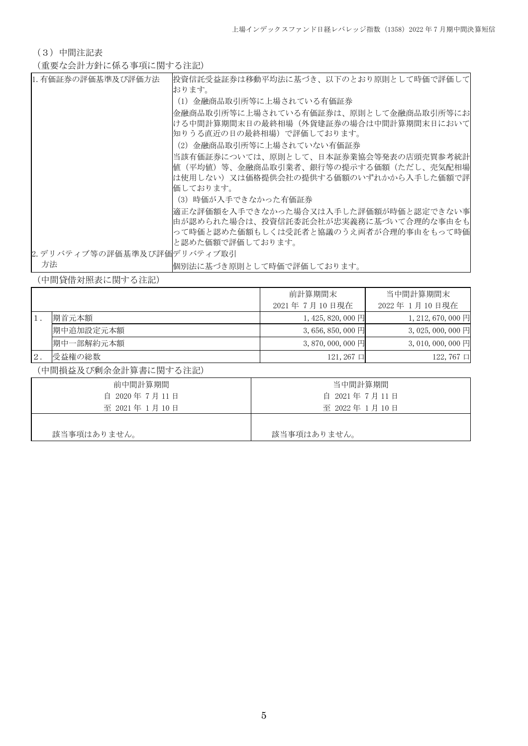（3）中間注記表

（重要な会計方針に係る事項に関する注記）

| | |
|---|---|
| 1. 有価証券の評価基準及び評価方法 | 投資信託受益証券は移動平均法に基づき、以下のとおり原則として時価で評価しております。<br>（1）金融商品取引所等に上場されている有価証券<br>金融商品取引所等に上場されている有価証券は、原則として金融商品取引所等における中間計算期間末日の最終相場（外貨建証券の場合は中間計算期間末日において知りうる直近の日の最終相場）で評価しております。<br>（2）金融商品取引所等に上場されていない有価証券<br>当該有価証券については、原則として、日本証券業協会等発表の店頭売買参考統計値（平均値）等、金融商品取引業者、銀行等の提示する価額（ただし、売気配相場は使用しない）又は価格提供会社の提供する価額のいずれかから入手した価額で評価しております。<br>（3）時価が入手できなかった有価証券<br>適正な評価額を入手できなかった場合又は入手した評価額が時価と認定できない事由が認められた場合は、投資信託委託会社が忠実義務に基づいて合理的な事由をもって時価と認めた価額もしくは受託者と協議のうえ両者が合理的事由をもって時価と認めた価額で評価しております。 |
| 2. デリバティブ等の評価基準及び評価方法 | デリバティブ取引<br>個別法に基づき原則として時価で評価しております。 |

（中間貸借対照表に関する注記）

| | | 前計算期間末<br>2021 年 7 月 10 日現在 | 当中間計算期間末<br>2022 年 1 月 10 日現在 |
|---|---|---|---|
| 1. | 期首元本額 | 1,425,820,000 円 | 1,212,670,000 円 |
| | 期中追加設定元本額 | 3,656,850,000 円 | 3,025,000,000 円 |
| | 期中一部解約元本額 | 3,870,000,000 円 | 3,010,000,000 円 |
| 2. | 受益権の総数 | 121,267 口 | 122,767 口 |

（中間損益及び剰余金計算書に関する注記）

| 前中間計算期間<br>自 2020 年 7 月 11 日<br>至 2021 年 1 月 10 日 | 当中間計算期間<br>自 2021 年 7 月 11 日<br>至 2022 年 1 月 10 日 |
|---|---|
| 該当事項はありません。 | 該当事項はありません。 |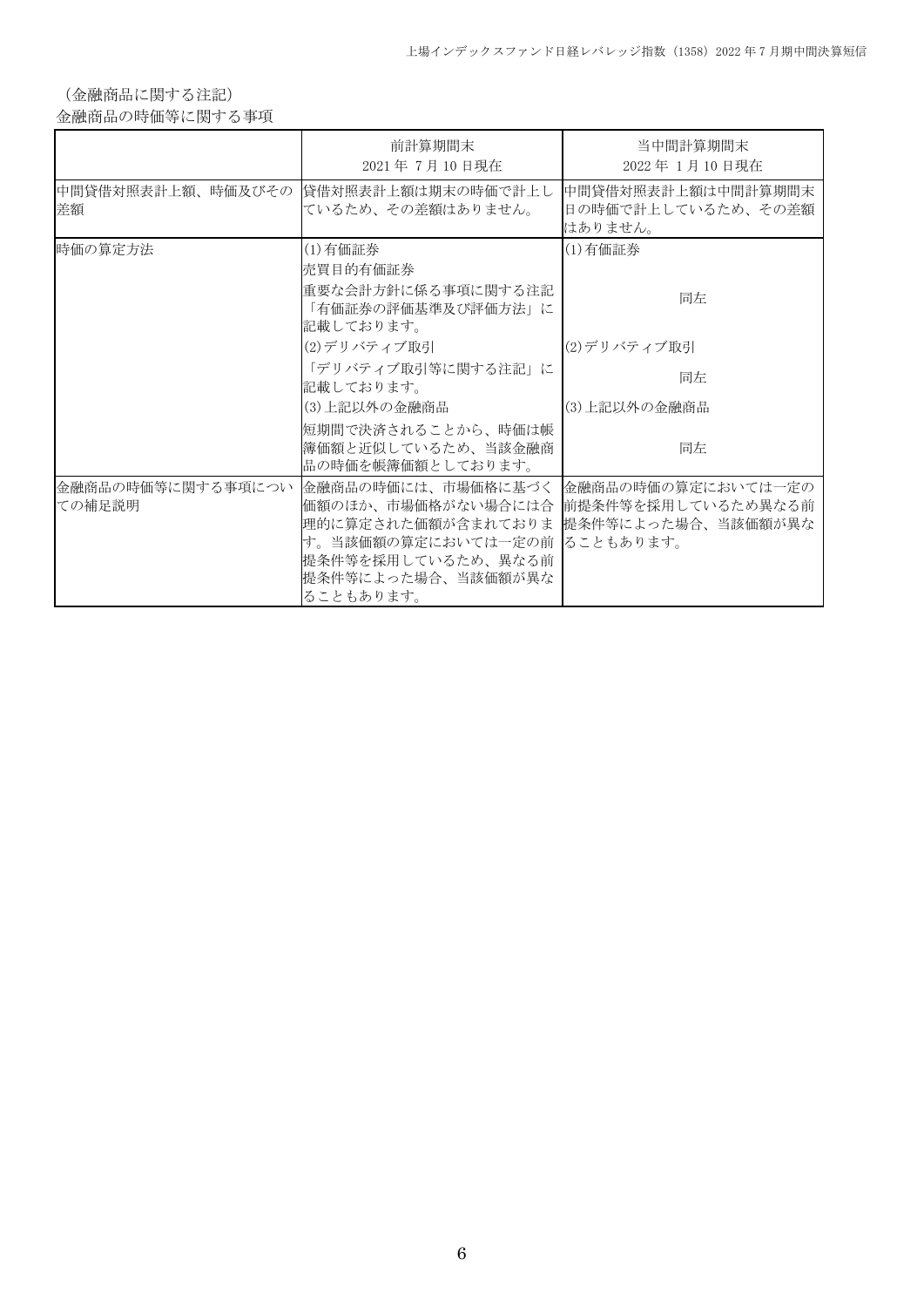（金融商品に関する注記）

金融商品の時価等に関する事項

| | 前計算期間末<br>2021 年 7 月 10 日現在 | 当中間計算期間末<br>2022 年 1 月 10 日現在 |
|---|---|---|
| 中間貸借対照表計上額、時価及びその差額 | 貸借対照表計上額は期末の時価で計上しているため、その差額はありません。 | 中間貸借対照表計上額は中間計算期間末日の時価で計上しているため、その差額はありません。 |
| 時価の算定方法 | (1)有価証券<br>売買目的有価証券<br>重要な会計方針に係る事項に関する注記「有価証券の評価基準及び評価方法」に記載しております。<br>(2)デリバティブ取引<br>「デリバティブ取引等に関する注記」に記載しております。<br>(3)上記以外の金融商品<br>短期間で決済されることから、時価は帳簿価額と近似しているため、当該金融商品の時価を帳簿価額としております。 | (1)有価証券<br>同左<br>(2)デリバティブ取引<br>同左<br>(3)上記以外の金融商品<br>同左 |
| 金融商品の時価等に関する事項についての補足説明 | 金融商品の時価には、市場価格に基づく価額のほか、市場価格がない場合には合理的に算定された価額が含まれております。当該価額の算定においては一定の前提条件等を採用しているため、異なる前提条件等によった場合、当該価額が異なることもあります。 | 金融商品の時価の算定においては一定の前提条件等を採用しているため異なる前提条件等によった場合、当該価額が異なることもあります。 |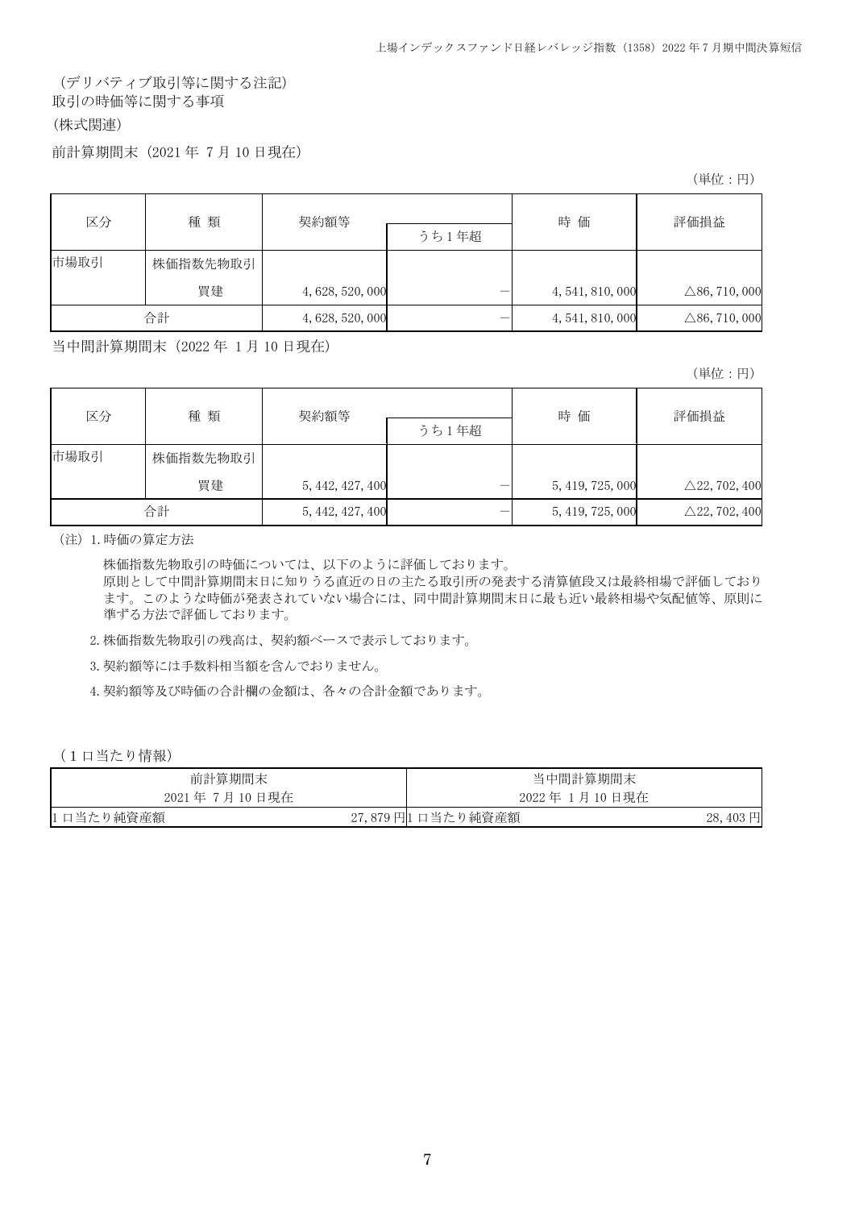（デリバティブ取引等に関する注記）
取引の時価等に関する事項

（株式関連）

前計算期間末（2021 年 7 月 10 日現在）

（単位：円）

| 区分 | 種 類 | 契約額等 | | 時 価 | 評価損益 |
|---|---|---|---|---|---|
| | | | うち 1 年超 | | |
| 市場取引 | 株価指数先物取引 | | | | |
| | 買建 | 4, 628, 520, 000 | － | 4, 541, 810, 000 | △86, 710, 000 |
| 合計 | | 4, 628, 520, 000 | － | 4, 541, 810, 000 | △86, 710, 000 |

当中間計算期間末（2022 年 1 月 10 日現在）

（単位：円）

| 区分 | 種 類 | 契約額等 | | 時 価 | 評価損益 |
|---|---|---|---|---|---|
| | | | うち 1 年超 | | |
| 市場取引 | 株価指数先物取引 | | | | |
| | 買建 | 5, 442, 427, 400 | － | 5, 419, 725, 000 | △22, 702, 400 |
| 合計 | | 5, 442, 427, 400 | － | 5, 419, 725, 000 | △22, 702, 400 |

（注）1. 時価の算定方法

株価指数先物取引の時価については、以下のように評価しております。
原則として中間計算期間末日に知りうる直近の日の主たる取引所の発表する清算値段又は最終相場で評価しております。このような時価が発表されていない場合には、同中間計算期間末日に最も近い最終相場や気配値等、原則に準ずる方法で評価しております。

2. 株価指数先物取引の残高は、契約額ベースで表示しております。

3. 契約額等には手数料相当額を含んでおりません。

4. 契約額等及び時価の合計欄の金額は、各々の合計金額であります。

（1 口当たり情報）

| 前計算期間末<br>2021 年 7 月 10 日現在 | | 当中間計算期間末<br>2022 年 1 月 10 日現在 | |
|---|---|---|---|
| 1 口当たり純資産額 | 27, 879 円 | 1 口当たり純資産額 | 28, 403 円 |